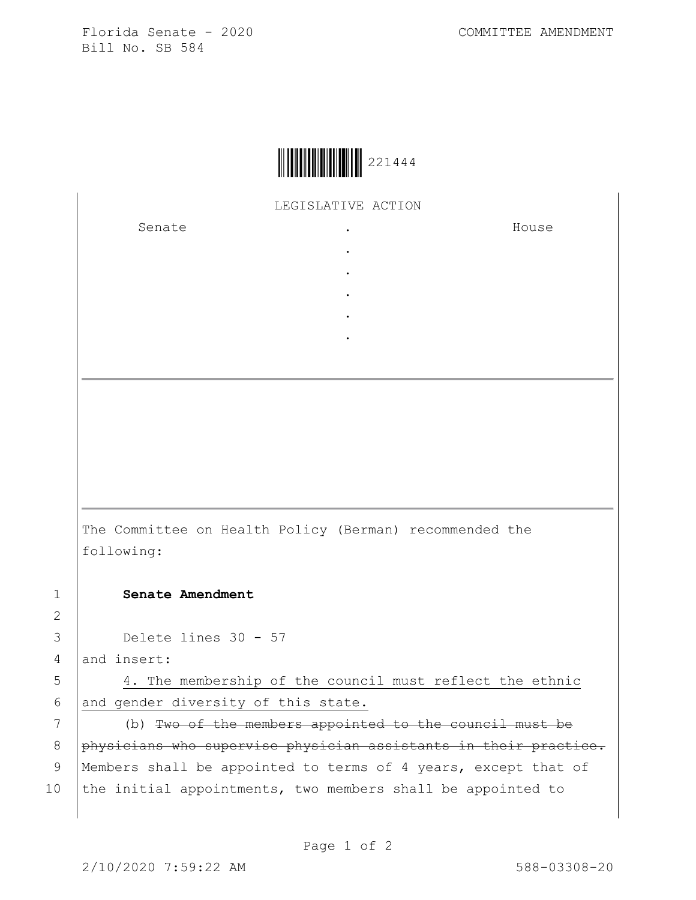Florida Senate - 2020 COMMITTEE AMENDMENT
Bill No. SB 584

221444

LEGISLATIVE ACTION

| Senate | . | House |
|---|---|---|
| | . | |
| | . | |
| | . | |
| | . | |
| | . | |

---

The Committee on Health Policy (Berman) recommended the following:

1 **Senate Amendment**

2

3 Delete lines 30 - 57

4 and insert:

5 <u>4. The membership of the council must reflect the ethnic</u>

6 <u>and gender diversity of this state.</u>

7 (b) ~~Two of the members appointed to the council must be~~

8 ~~physicians who supervise physician assistants in their practice.~~

9 Members shall be appointed to terms of 4 years, except that of

10 the initial appointments, two members shall be appointed to

2/10/2020 7:59:22 AM 588-03308-20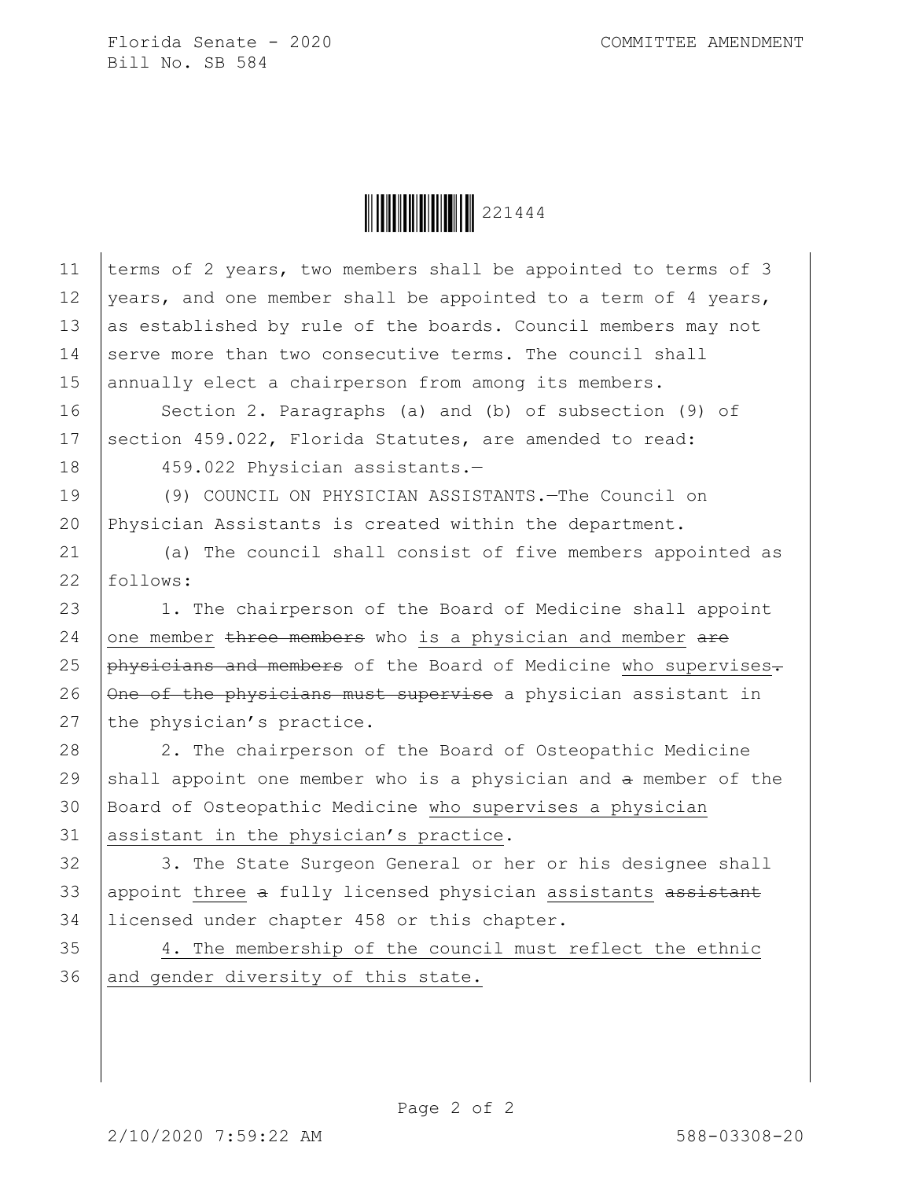terms of 2 years, two members shall be appointed to terms of 3 years, and one member shall be appointed to a term of 4 years, as established by rule of the boards. Council members may not serve more than two consecutive terms. The council shall annually elect a chairperson from among its members.

Section 2. Paragraphs (a) and (b) of subsection (9) of section 459.022, Florida Statutes, are amended to read:

459.022 Physician assistants.—

(9) COUNCIL ON PHYSICIAN ASSISTANTS.—The Council on Physician Assistants is created within the department.

(a) The council shall consist of five members appointed as follows:

1. The chairperson of the Board of Medicine shall appoint one member ~~three members~~ who is a physician and member ~~are physicians and members~~ of the Board of Medicine who supervises~~. One of the physicians must supervise~~ a physician assistant in the physician's practice.

2. The chairperson of the Board of Osteopathic Medicine shall appoint one member who is a physician and ~~a~~ member of the Board of Osteopathic Medicine who supervises a physician assistant in the physician's practice.

3. The State Surgeon General or her or his designee shall appoint three ~~a~~ fully licensed physician assistants ~~assistant~~ licensed under chapter 458 or this chapter.

4. The membership of the council must reflect the ethnic and gender diversity of this state.